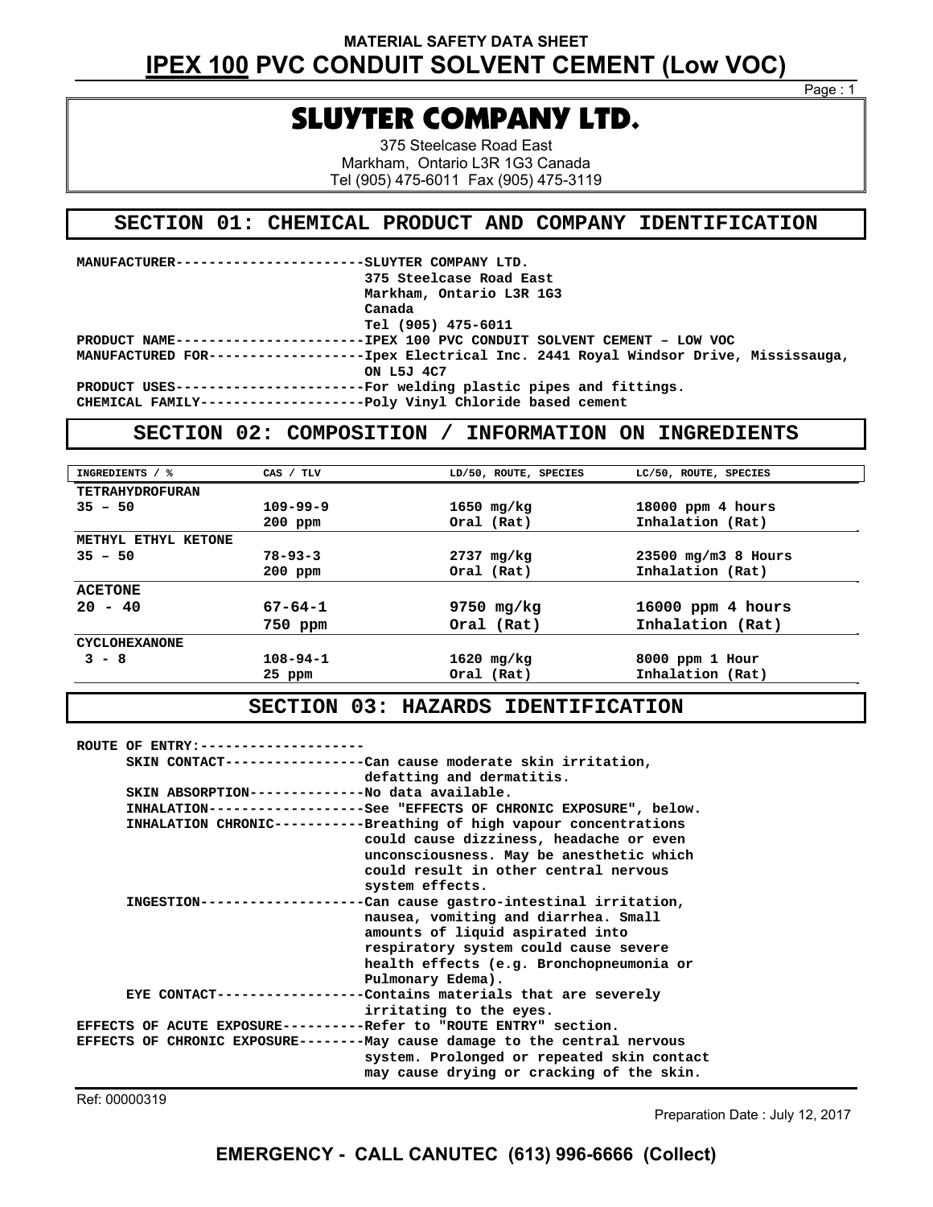**MATERIAL SAFETY DATA SHEET**

# IPEX 100 PVC CONDUIT SOLVENT CEMENT (Low VOC)

# SLUYTER COMPANY LTD.

375 Steelcase Road East
Markham, Ontario L3R 1G3 Canada
Tel (905) 475-6011 Fax (905) 475-3119

## SECTION 01: CHEMICAL PRODUCT AND COMPANY IDENTIFICATION

**MANUFACTURER**----------------------SLUYTER COMPANY LTD.
375 Steelcase Road East
Markham, Ontario L3R 1G3
Canada
Tel (905) 475-6011

**PRODUCT NAME**----------------------IPEX 100 PVC CONDUIT SOLVENT CEMENT – LOW VOC

**MANUFACTURED FOR**------------------Ipex Electrical Inc. 2441 Royal Windsor Drive, Mississauga, ON L5J 4C7

**PRODUCT USES**----------------------For welding plastic pipes and fittings.

**CHEMICAL FAMILY**-------------------Poly Vinyl Chloride based cement

## SECTION 02: COMPOSITION / INFORMATION ON INGREDIENTS

| INGREDIENTS / % | CAS / TLV | LD/50, ROUTE, SPECIES | LC/50, ROUTE, SPECIES |
|---|---|---|---|
| TETRAHYDROFURAN | | | |
| 35 – 50 | 109-99-9 | 1650 mg/kg | 18000 ppm 4 hours |
| | 200 ppm | Oral (Rat) | Inhalation (Rat) |
| METHYL ETHYL KETONE | | | |
| 35 – 50 | 78-93-3 | 2737 mg/kg | 23500 mg/m3 8 Hours |
| | 200 ppm | Oral (Rat) | Inhalation (Rat) |
| ACETONE | | | |
| 20 - 40 | 67-64-1 | 9750 mg/kg | 16000 ppm 4 hours |
| | 750 ppm | Oral (Rat) | Inhalation (Rat) |
| CYCLOHEXANONE | | | |
| 3 - 8 | 108-94-1 | 1620 mg/kg | 8000 ppm 1 Hour |
| | 25 ppm | Oral (Rat) | Inhalation (Rat) |

## SECTION 03: HAZARDS IDENTIFICATION

**ROUTE OF ENTRY:**--------------------

- **SKIN CONTACT**-----------------Can cause moderate skin irritation, defatting and dermatitis.
- **SKIN ABSORPTION**--------------No data available.
- **INHALATION**-------------------See "EFFECTS OF CHRONIC EXPOSURE", below.
- **INHALATION CHRONIC**-----------Breathing of high vapour concentrations could cause dizziness, headache or even unconsciousness. May be anesthetic which could result in other central nervous system effects.
- **INGESTION**--------------------Can cause gastro-intestinal irritation, nausea, vomiting and diarrhea. Small amounts of liquid aspirated into respiratory system could cause severe health effects (e.g. Bronchopneumonia or Pulmonary Edema).
- **EYE CONTACT**------------------Contains materials that are severely irritating to the eyes.

**EFFECTS OF ACUTE EXPOSURE**----------Refer to "ROUTE ENTRY" section.

**EFFECTS OF CHRONIC EXPOSURE**--------May cause damage to the central nervous system. Prolonged or repeated skin contact may cause drying or cracking of the skin.

Ref: 00000319

Preparation Date : July 12, 2017

**EMERGENCY - CALL CANUTEC (613) 996-6666 (Collect)**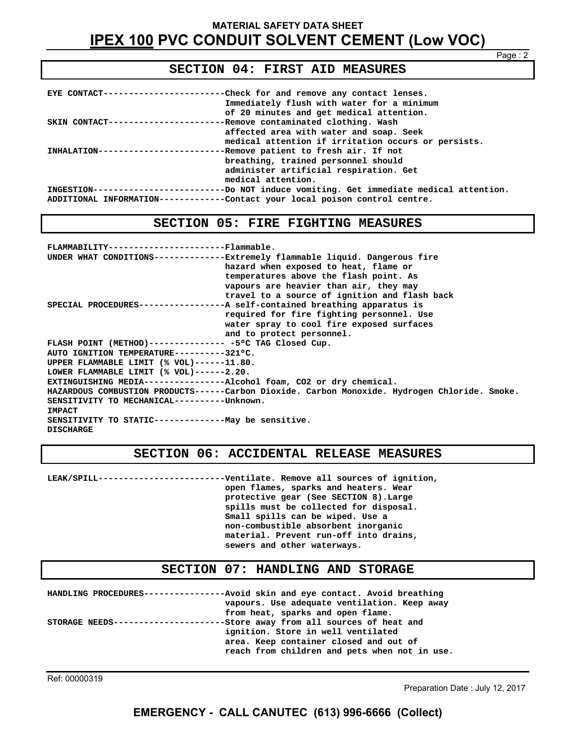## SECTION 04: FIRST AID MEASURES

| | |
|---|---|
| **EYE CONTACT** | Check for and remove any contact lenses. Immediately flush with water for a minimum of 20 minutes and get medical attention. |
| **SKIN CONTACT** | Remove contaminated clothing. Wash affected area with water and soap. Seek medical attention if irritation occurs or persists. |
| **INHALATION** | Remove patient to fresh air. If not breathing, trained personnel should administer artificial respiration. Get medical attention. |
| **INGESTION** | Do NOT induce vomiting. Get immediate medical attention. |
| **ADDITIONAL INFORMATION** | Contact your local poison control centre. |

## SECTION 05: FIRE FIGHTING MEASURES

| | |
|---|---|
| **FLAMMABILITY** | Flammable. |
| **UNDER WHAT CONDITIONS** | Extremely flammable liquid. Dangerous fire hazard when exposed to heat, flame or temperatures above the flash point. As vapours are heavier than air, they may travel to a source of ignition and flash back |
| **SPECIAL PROCEDURES** | A self-contained breathing apparatus is required for fire fighting personnel. Use water spray to cool fire exposed surfaces and to protect personnel. |
| **FLASH POINT (METHOD)** | -5ºC TAG Closed Cup. |
| **AUTO IGNITION TEMPERATURE** | 321ºC. |
| **UPPER FLAMMABLE LIMIT (% VOL)** | 11.80. |
| **LOWER FLAMMABLE LIMIT (% VOL)** | 2.20. |
| **EXTINGUISHING MEDIA** | Alcohol foam, $CO_2$ or dry chemical. |
| **HAZARDOUS COMBUSTION PRODUCTS** | Carbon Dioxide. Carbon Monoxide. Hydrogen Chloride. Smoke. |
| **SENSITIVITY TO MECHANICAL IMPACT** | Unknown. |
| **SENSITIVITY TO STATIC DISCHARGE** | May be sensitive. |

## SECTION 06: ACCIDENTAL RELEASE MEASURES

| | |
|---|---|
| **LEAK/SPILL** | Ventilate. Remove all sources of ignition, open flames, sparks and heaters. Wear protective gear (See SECTION 8).Large spills must be collected for disposal. Small spills can be wiped. Use a non-combustible absorbent inorganic material. Prevent run-off into drains, sewers and other waterways. |

## SECTION 07: HANDLING AND STORAGE

| | |
|---|---|
| **HANDLING PROCEDURES** | Avoid skin and eye contact. Avoid breathing vapours. Use adequate ventilation. Keep away from heat, sparks and open flame. |
| **STORAGE NEEDS** | Store away from all sources of heat and ignition. Store in well ventilated area. Keep container closed and out of reach from children and pets when not in use. |

Ref: 00000319

Preparation Date : July 12, 2017

**EMERGENCY - CALL CANUTEC (613) 996-6666 (Collect)**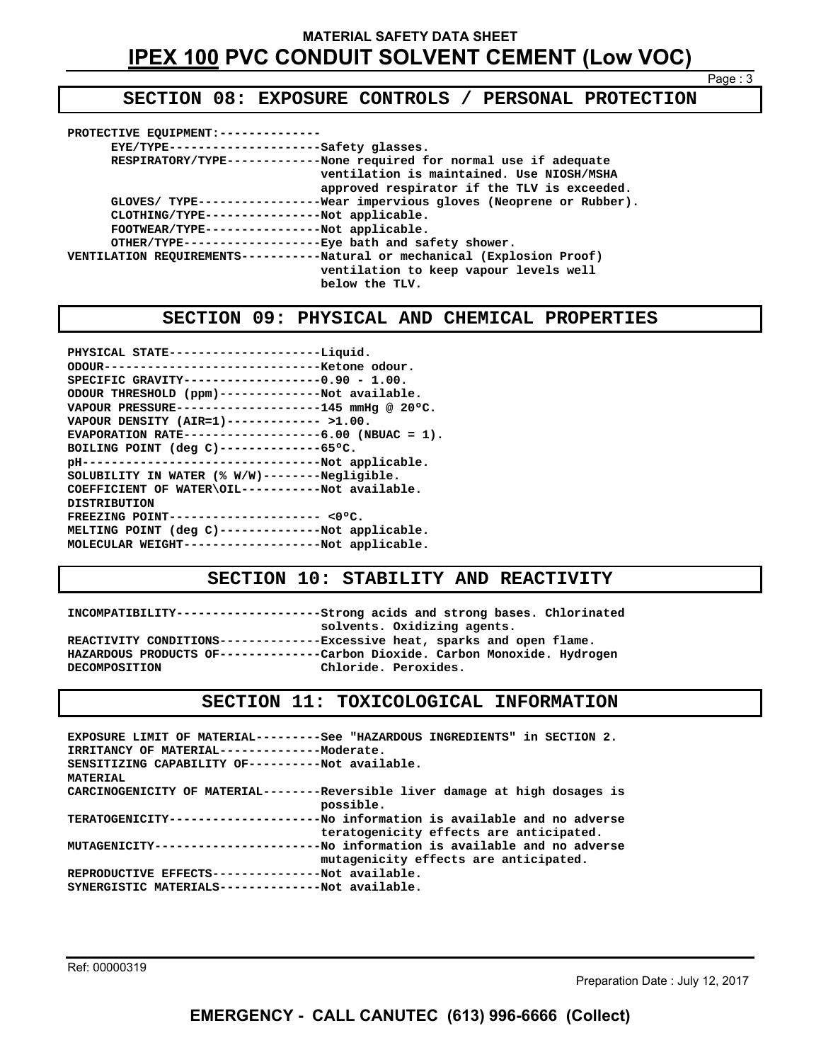## SECTION 08: EXPOSURE CONTROLS / PERSONAL PROTECTION

**PROTECTIVE EQUIPMENT:**

| Item | Description |
|---|---|
| EYE/TYPE | Safety glasses. |
| RESPIRATORY/TYPE | None required for normal use if adequate ventilation is maintained. Use NIOSH/MSHA approved respirator if the TLV is exceeded. |
| GLOVES/ TYPE | Wear impervious gloves (Neoprene or Rubber). |
| CLOTHING/TYPE | Not applicable. |
| FOOTWEAR/TYPE | Not applicable. |
| OTHER/TYPE | Eye bath and safety shower. |
| VENTILATION REQUIREMENTS | Natural or mechanical (Explosion Proof) ventilation to keep vapour levels well below the TLV. |

## SECTION 09: PHYSICAL AND CHEMICAL PROPERTIES

| Property | Value |
|---|---|
| PHYSICAL STATE | Liquid. |
| ODOUR | Ketone odour. |
| SPECIFIC GRAVITY | 0.90 - 1.00. |
| ODOUR THRESHOLD (ppm) | Not available. |
| VAPOUR PRESSURE | 145 mmHg @ 20ºC. |
| VAPOUR DENSITY (AIR=1) | >1.00. |
| EVAPORATION RATE | 6.00 (NBUAC = 1). |
| BOILING POINT (deg C) | 65ºC. |
| pH | Not applicable. |
| SOLUBILITY IN WATER (% W/W) | Negligible. |
| COEFFICIENT OF WATER\OIL DISTRIBUTION | Not available. |
| FREEZING POINT | <0ºC. |
| MELTING POINT (deg C) | Not applicable. |
| MOLECULAR WEIGHT | Not applicable. |

## SECTION 10: STABILITY AND REACTIVITY

| Item | Description |
|---|---|
| INCOMPATIBILITY | Strong acids and strong bases. Chlorinated solvents. Oxidizing agents. |
| REACTIVITY CONDITIONS | Excessive heat, sparks and open flame. |
| HAZARDOUS PRODUCTS OF DECOMPOSITION | Carbon Dioxide. Carbon Monoxide. Hydrogen Chloride. Peroxides. |

## SECTION 11: TOXICOLOGICAL INFORMATION

| Item | Description |
|---|---|
| EXPOSURE LIMIT OF MATERIAL | See "HAZARDOUS INGREDIENTS" in SECTION 2. |
| IRRITANCY OF MATERIAL | Moderate. |
| SENSITIZING CAPABILITY OF MATERIAL | Not available. |
| CARCINOGENICITY OF MATERIAL | Reversible liver damage at high dosages is possible. |
| TERATOGENICITY | No information is available and no adverse teratogenicity effects are anticipated. |
| MUTAGENICITY | No information is available and no adverse mutagenicity effects are anticipated. |
| REPRODUCTIVE EFFECTS | Not available. |
| SYNERGISTIC MATERIALS | Not available. |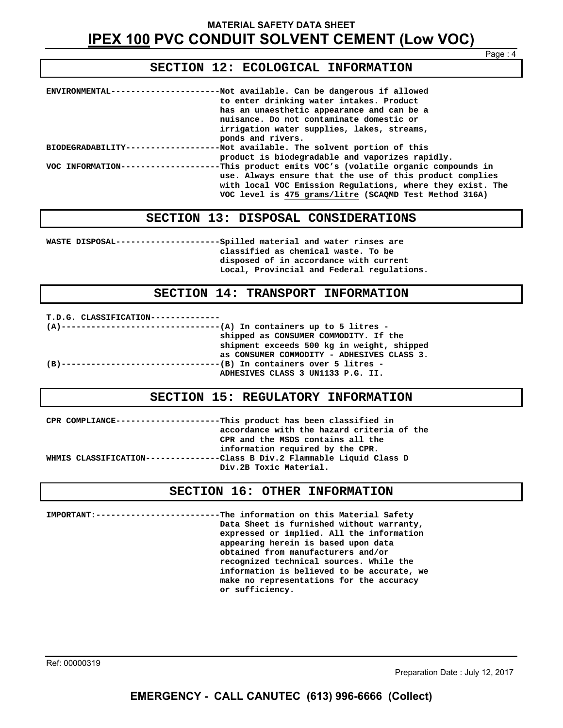## SECTION 12: ECOLOGICAL INFORMATION

**ENVIRONMENTAL**----------------------Not available. Can be dangerous if allowed to enter drinking water intakes. Product has an unaesthetic appearance and can be a nuisance. Do not contaminate domestic or irrigation water supplies, lakes, streams, ponds and rivers.

**BIODEGRADABILITY**-------------------Not available. The solvent portion of this product is biodegradable and vaporizes rapidly.

**VOC INFORMATION**--------------------This product emits VOC's (volatile organic compounds in use. Always ensure that the use of this product complies with local VOC Emission Regulations, where they exist. The VOC level is 475 grams/litre (SCAQMD Test Method 316A)

## SECTION 13: DISPOSAL CONSIDERATIONS

**WASTE DISPOSAL**---------------------Spilled material and water rinses are classified as chemical waste. To be disposed of in accordance with current Local, Provincial and Federal regulations.

## SECTION 14: TRANSPORT INFORMATION

**T.D.G. CLASSIFICATION**--------------

**(A)**--------------------------------(A) In containers up to 5 litres - shipped as CONSUMER COMMODITY. If the shipment exceeds 500 kg in weight, shipped as CONSUMER COMMODITY - ADHESIVES CLASS 3.

**(B)**--------------------------------(B) In containers over 5 litres - ADHESIVES CLASS 3 UN1133 P.G. II.

## SECTION 15: REGULATORY INFORMATION

**CPR COMPLIANCE**---------------------This product has been classified in accordance with the hazard criteria of the CPR and the MSDS contains all the information required by the CPR.

**WHMIS CLASSIFICATION**---------------Class B Div.2 Flammable Liquid Class D Div.2B Toxic Material.

## SECTION 16: OTHER INFORMATION

**IMPORTANT:**-------------------------The information on this Material Safety Data Sheet is furnished without warranty, expressed or implied. All the information appearing herein is based upon data obtained from manufacturers and/or recognized technical sources. While the information is believed to be accurate, we make no representations for the accuracy or sufficiency.

Ref: 00000319

Preparation Date : July 12, 2017

**EMERGENCY - CALL CANUTEC (613) 996-6666 (Collect)**